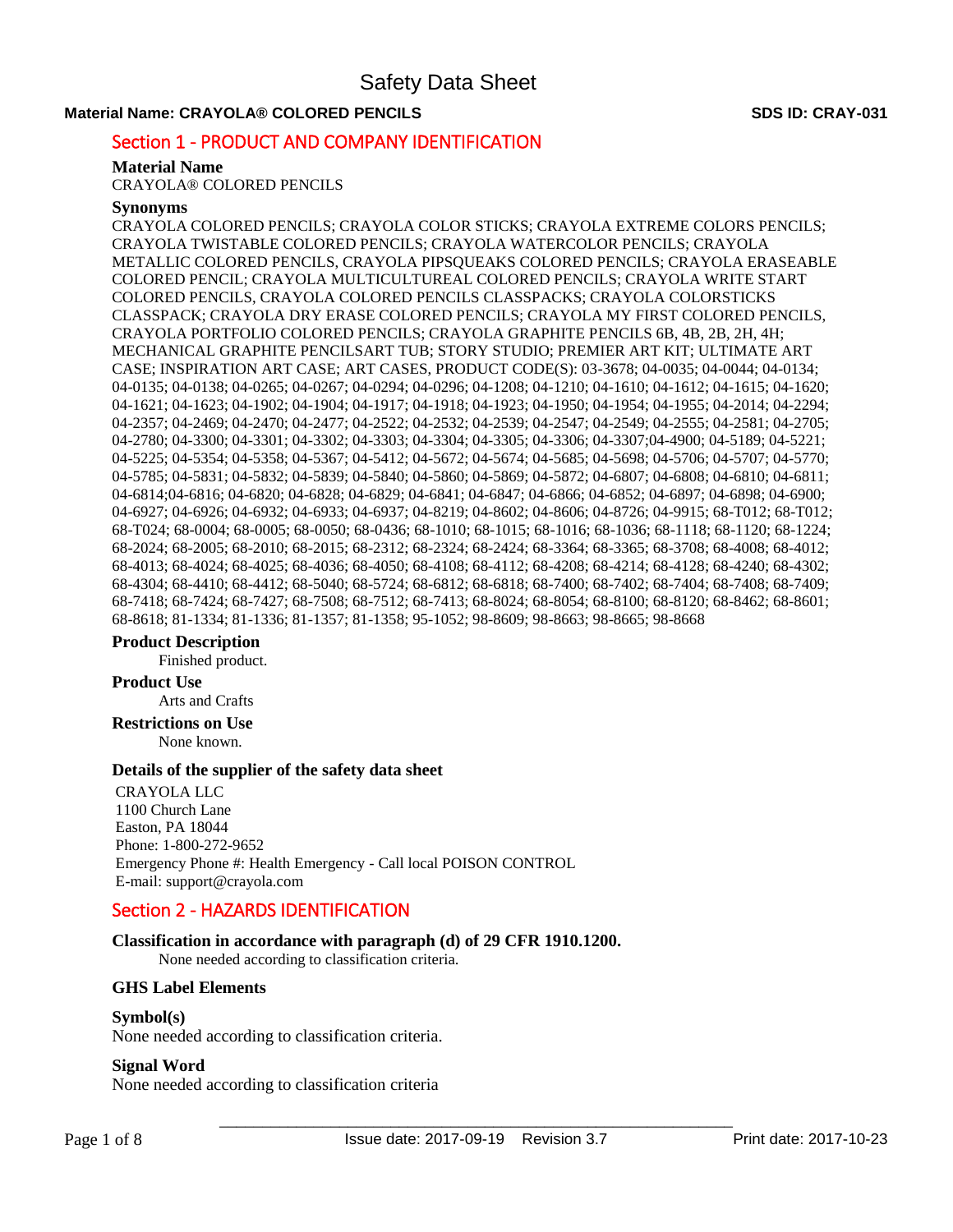# Safety Data Sheet

**Material Name: CRAYOLA® COLORED PENCILS** **SDS ID: CRAY-031**

## Section 1 - PRODUCT AND COMPANY IDENTIFICATION

### Material Name

CRAYOLA® COLORED PENCILS

### Synonyms

CRAYOLA COLORED PENCILS; CRAYOLA COLOR STICKS; CRAYOLA EXTREME COLORS PENCILS; CRAYOLA TWISTABLE COLORED PENCILS; CRAYOLA WATERCOLOR PENCILS; CRAYOLA METALLIC COLORED PENCILS, CRAYOLA PIPSQUEAKS COLORED PENCILS; CRAYOLA ERASEABLE COLORED PENCIL; CRAYOLA MULTICULTUREAL COLORED PENCILS; CRAYOLA WRITE START COLORED PENCILS, CRAYOLA COLORED PENCILS CLASSPACKS; CRAYOLA COLORSTICKS CLASSPACK; CRAYOLA DRY ERASE COLORED PENCILS; CRAYOLA MY FIRST COLORED PENCILS, CRAYOLA PORTFOLIO COLORED PENCILS; CRAYOLA GRAPHITE PENCILS 6B, 4B, 2B, 2H, 4H; MECHANICAL GRAPHITE PENCILSART TUB; STORY STUDIO; PREMIER ART KIT; ULTIMATE ART CASE; INSPIRATION ART CASE; ART CASES, PRODUCT CODE(S): 03-3678; 04-0035; 04-0044; 04-0134; 04-0135; 04-0138; 04-0265; 04-0267; 04-0294; 04-0296; 04-1208; 04-1210; 04-1610; 04-1612; 04-1615; 04-1620; 04-1621; 04-1623; 04-1902; 04-1904; 04-1917; 04-1918; 04-1923; 04-1950; 04-1954; 04-1955; 04-2014; 04-2294; 04-2357; 04-2469; 04-2470; 04-2477; 04-2522; 04-2532; 04-2539; 04-2547; 04-2549; 04-2555; 04-2581; 04-2705; 04-2780; 04-3300; 04-3301; 04-3302; 04-3303; 04-3304; 04-3305; 04-3306; 04-3307;04-4900; 04-5189; 04-5221; 04-5225; 04-5354; 04-5358; 04-5367; 04-5412; 04-5672; 04-5674; 04-5685; 04-5698; 04-5706; 04-5707; 04-5770; 04-5785; 04-5831; 04-5832; 04-5839; 04-5840; 04-5860; 04-5869; 04-5872; 04-6807; 04-6808; 04-6810; 04-6811; 04-6814;04-6816; 04-6820; 04-6828; 04-6829; 04-6841; 04-6847; 04-6866; 04-6852; 04-6897; 04-6898; 04-6900; 04-6927; 04-6926; 04-6932; 04-6933; 04-6937; 04-8219; 04-8602; 04-8606; 04-8726; 04-9915; 68-T012; 68-T012; 68-T024; 68-0004; 68-0005; 68-0050; 68-0436; 68-1010; 68-1015; 68-1016; 68-1036; 68-1118; 68-1120; 68-1224; 68-2024; 68-2005; 68-2010; 68-2015; 68-2312; 68-2324; 68-2424; 68-3364; 68-3365; 68-3708; 68-4008; 68-4012; 68-4013; 68-4024; 68-4025; 68-4036; 68-4050; 68-4108; 68-4112; 68-4208; 68-4214; 68-4128; 68-4240; 68-4302; 68-4304; 68-4410; 68-4412; 68-5040; 68-5724; 68-6812; 68-6818; 68-7400; 68-7402; 68-7404; 68-7408; 68-7409; 68-7418; 68-7424; 68-7427; 68-7508; 68-7512; 68-7413; 68-8024; 68-8054; 68-8100; 68-8120; 68-8462; 68-8601; 68-8618; 81-1334; 81-1336; 81-1357; 81-1358; 95-1052; 98-8609; 98-8663; 98-8665; 98-8668

### Product Description

Finished product.

### Product Use

Arts and Crafts

### Restrictions on Use

None known.

### Details of the supplier of the safety data sheet

CRAYOLA LLC
1100 Church Lane
Easton, PA 18044
Phone: 1-800-272-9652
Emergency Phone #: Health Emergency - Call local POISON CONTROL
E-mail: support@crayola.com

## Section 2 - HAZARDS IDENTIFICATION

### Classification in accordance with paragraph (d) of 29 CFR 1910.1200.

None needed according to classification criteria.

### GHS Label Elements

### Symbol(s)

None needed according to classification criteria.

### Signal Word

None needed according to classification criteria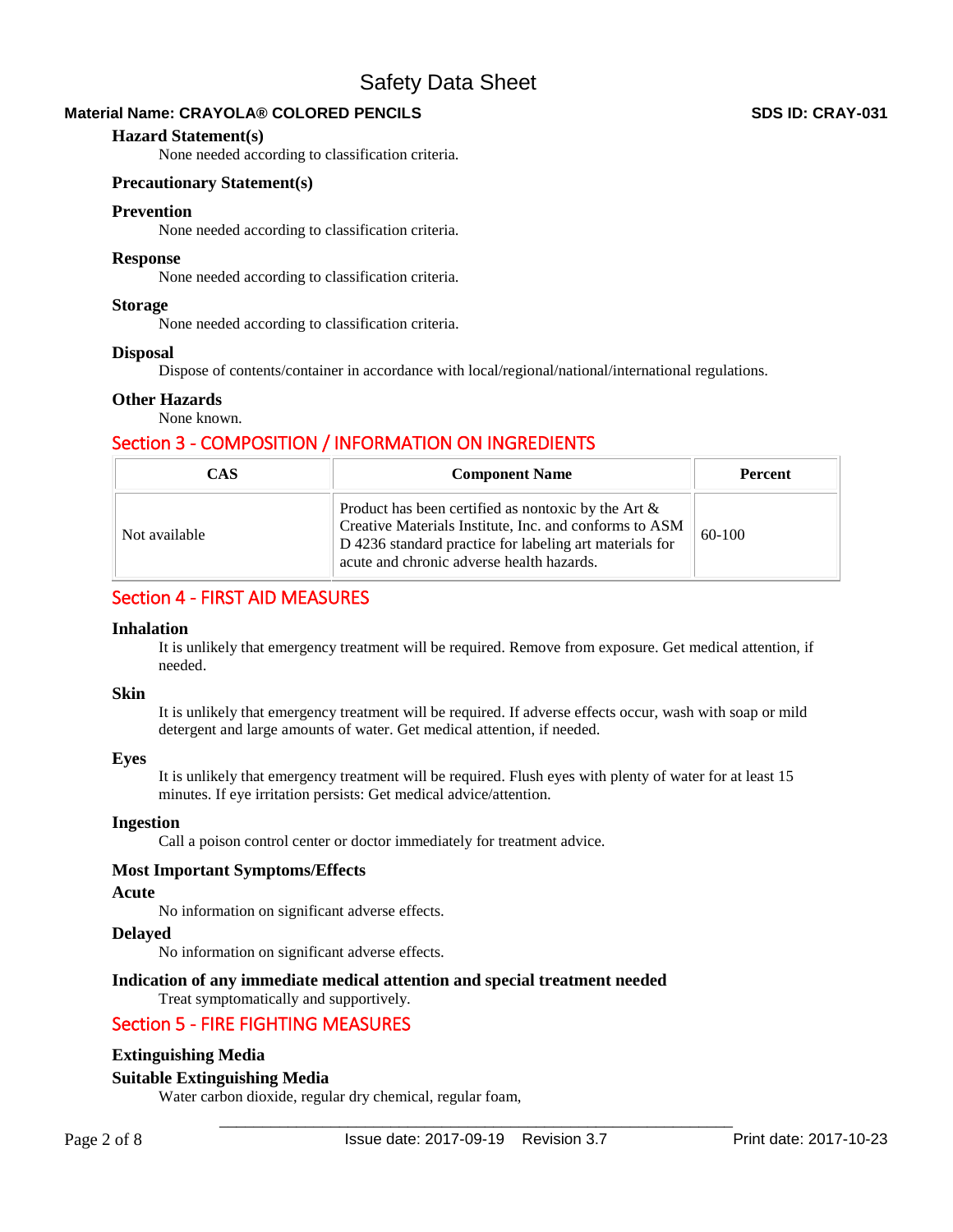### Hazard Statement(s)

None needed according to classification criteria.

### Precautionary Statement(s)

### Prevention

None needed according to classification criteria.

### Response

None needed according to classification criteria.

### Storage

None needed according to classification criteria.

### Disposal

Dispose of contents/container in accordance with local/regional/national/international regulations.

### Other Hazards

None known.

## Section 3 - COMPOSITION / INFORMATION ON INGREDIENTS

| CAS | Component Name | Percent |
| --- | --- | --- |
| Not available | Product has been certified as nontoxic by the Art & Creative Materials Institute, Inc. and conforms to ASM D 4236 standard practice for labeling art materials for acute and chronic adverse health hazards. | 60-100 |

## Section 4 - FIRST AID MEASURES

### Inhalation

It is unlikely that emergency treatment will be required. Remove from exposure. Get medical attention, if needed.

### Skin

It is unlikely that emergency treatment will be required. If adverse effects occur, wash with soap or mild detergent and large amounts of water. Get medical attention, if needed.

### Eyes

It is unlikely that emergency treatment will be required. Flush eyes with plenty of water for at least 15 minutes. If eye irritation persists: Get medical advice/attention.

### Ingestion

Call a poison control center or doctor immediately for treatment advice.

### Most Important Symptoms/Effects

### Acute

No information on significant adverse effects.

### Delayed

No information on significant adverse effects.

### Indication of any immediate medical attention and special treatment needed

Treat symptomatically and supportively.

## Section 5 - FIRE FIGHTING MEASURES

### Extinguishing Media

### Suitable Extinguishing Media

Water carbon dioxide, regular dry chemical, regular foam,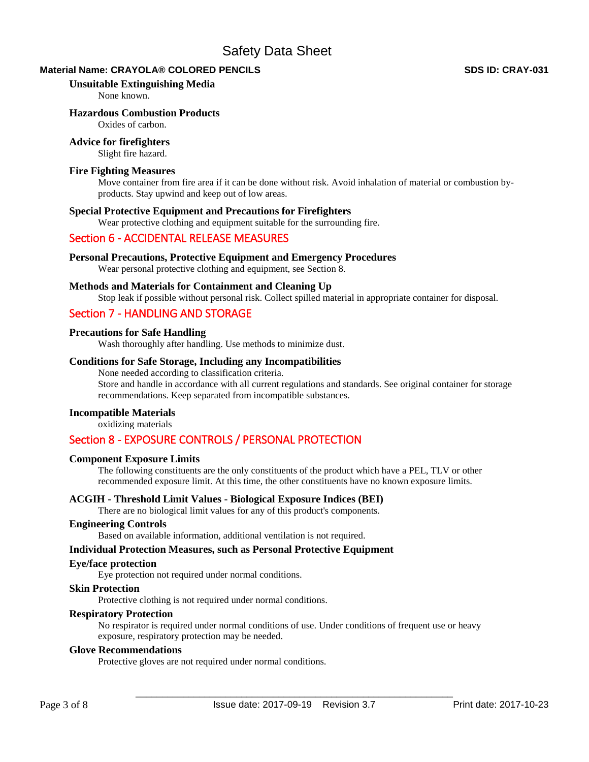### Unsuitable Extinguishing Media

None known.

### Hazardous Combustion Products

Oxides of carbon.

### Advice for firefighters

Slight fire hazard.

### Fire Fighting Measures

Move container from fire area if it can be done without risk. Avoid inhalation of material or combustion by-products. Stay upwind and keep out of low areas.

### Special Protective Equipment and Precautions for Firefighters

Wear protective clothing and equipment suitable for the surrounding fire.

## Section 6 - ACCIDENTAL RELEASE MEASURES

### Personal Precautions, Protective Equipment and Emergency Procedures

Wear personal protective clothing and equipment, see Section 8.

### Methods and Materials for Containment and Cleaning Up

Stop leak if possible without personal risk. Collect spilled material in appropriate container for disposal.

## Section 7 - HANDLING AND STORAGE

### Precautions for Safe Handling

Wash thoroughly after handling. Use methods to minimize dust.

### Conditions for Safe Storage, Including any Incompatibilities

None needed according to classification criteria.
Store and handle in accordance with all current regulations and standards. See original container for storage recommendations. Keep separated from incompatible substances.

### Incompatible Materials

oxidizing materials

## Section 8 - EXPOSURE CONTROLS / PERSONAL PROTECTION

### Component Exposure Limits

The following constituents are the only constituents of the product which have a PEL, TLV or other recommended exposure limit. At this time, the other constituents have no known exposure limits.

### ACGIH - Threshold Limit Values - Biological Exposure Indices (BEI)

There are no biological limit values for any of this product's components.

### Engineering Controls

Based on available information, additional ventilation is not required.

### Individual Protection Measures, such as Personal Protective Equipment

### Eye/face protection

Eye protection not required under normal conditions.

### Skin Protection

Protective clothing is not required under normal conditions.

### Respiratory Protection

No respirator is required under normal conditions of use. Under conditions of frequent use or heavy exposure, respiratory protection may be needed.

### Glove Recommendations

Protective gloves are not required under normal conditions.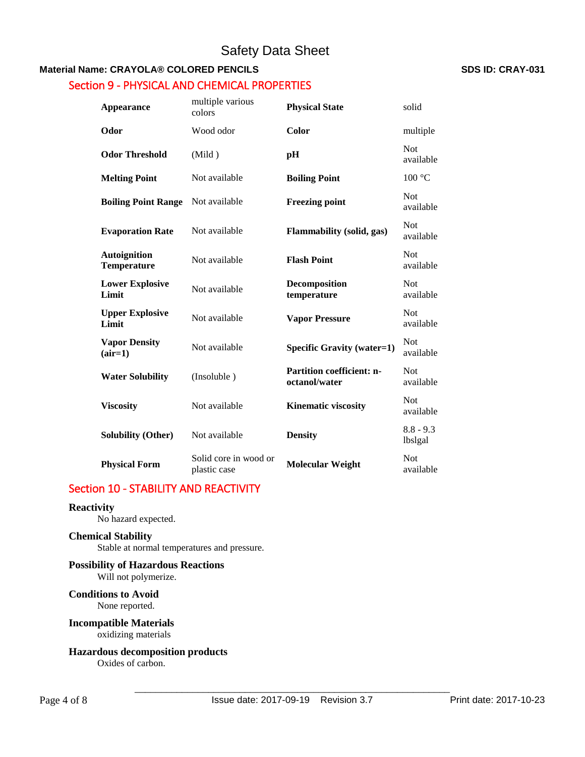# Safety Data Sheet

**Material Name: CRAYOLA® COLORED PENCILS** **SDS ID: CRAY-031**

## Section 9 - PHYSICAL AND CHEMICAL PROPERTIES

| | | | |
|---|---|---|---|
| **Appearance** | multiple various colors | **Physical State** | solid |
| **Odor** | Wood odor | **Color** | multiple |
| **Odor Threshold** | (Mild ) | **pH** | Not available |
| **Melting Point** | Not available | **Boiling Point** | 100 °C |
| **Boiling Point Range** | Not available | **Freezing point** | Not available |
| **Evaporation Rate** | Not available | **Flammability (solid, gas)** | Not available |
| **Autoignition Temperature** | Not available | **Flash Point** | Not available |
| **Lower Explosive Limit** | Not available | **Decomposition temperature** | Not available |
| **Upper Explosive Limit** | Not available | **Vapor Pressure** | Not available |
| **Vapor Density (air=1)** | Not available | **Specific Gravity (water=1)** | Not available |
| **Water Solubility** | (Insoluble ) | **Partition coefficient: n-octanol/water** | Not available |
| **Viscosity** | Not available | **Kinematic viscosity** | Not available |
| **Solubility (Other)** | Not available | **Density** | 8.8 - 9.3 lbslgal |
| **Physical Form** | Solid core in wood or plastic case | **Molecular Weight** | Not available |

## Section 10 - STABILITY AND REACTIVITY

**Reactivity**

No hazard expected.

**Chemical Stability**

Stable at normal temperatures and pressure.

**Possibility of Hazardous Reactions**

Will not polymerize.

**Conditions to Avoid**

None reported.

**Incompatible Materials**

oxidizing materials

**Hazardous decomposition products**

Oxides of carbon.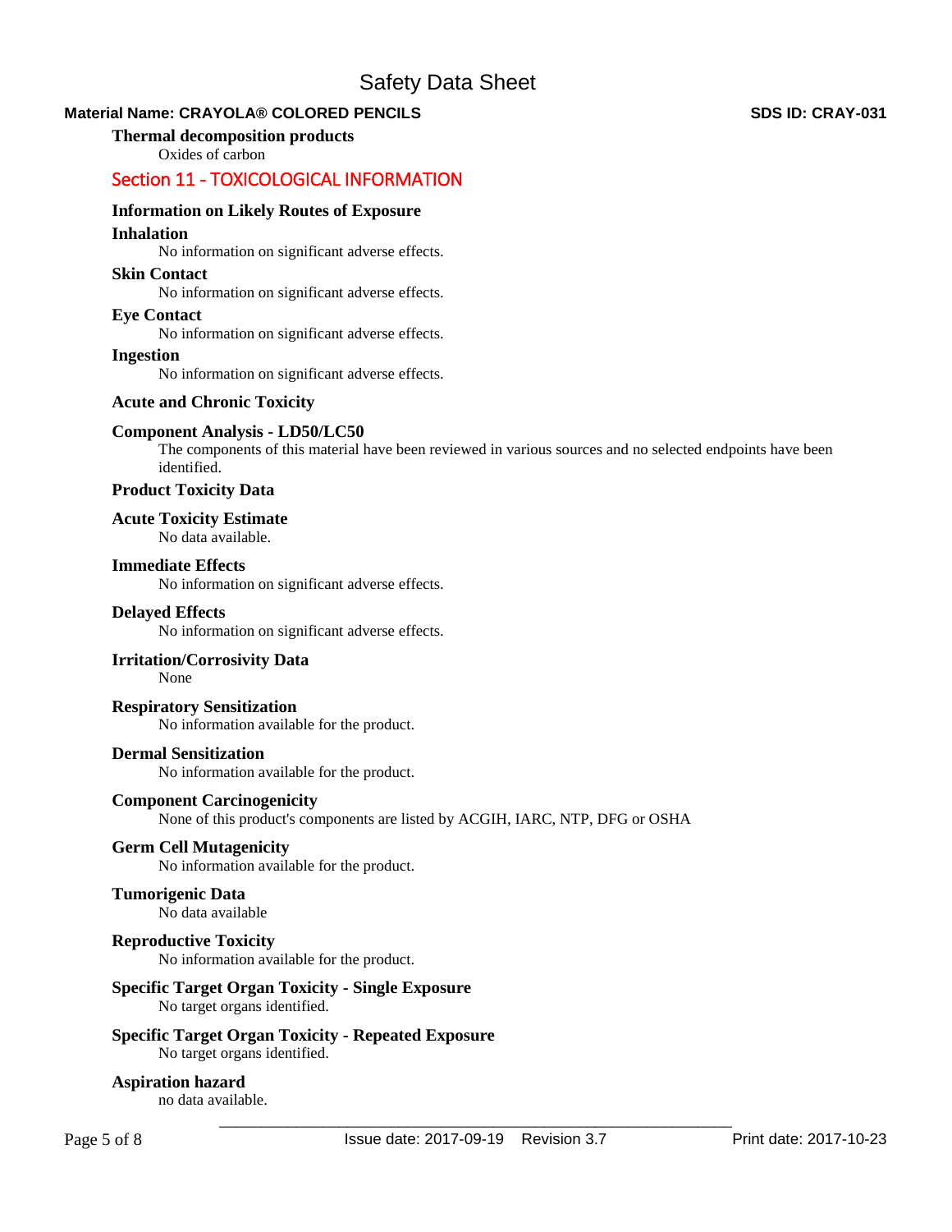**Thermal decomposition products**

Oxides of carbon

## Section 11 - TOXICOLOGICAL INFORMATION

**Information on Likely Routes of Exposure**

**Inhalation**

No information on significant adverse effects.

**Skin Contact**

No information on significant adverse effects.

**Eye Contact**

No information on significant adverse effects.

**Ingestion**

No information on significant adverse effects.

**Acute and Chronic Toxicity**

**Component Analysis - LD50/LC50**

The components of this material have been reviewed in various sources and no selected endpoints have been identified.

**Product Toxicity Data**

**Acute Toxicity Estimate**

No data available.

**Immediate Effects**

No information on significant adverse effects.

**Delayed Effects**

No information on significant adverse effects.

**Irritation/Corrosivity Data**

None

**Respiratory Sensitization**

No information available for the product.

**Dermal Sensitization**

No information available for the product.

**Component Carcinogenicity**

None of this product's components are listed by ACGIH, IARC, NTP, DFG or OSHA

**Germ Cell Mutagenicity**

No information available for the product.

**Tumorigenic Data**

No data available

**Reproductive Toxicity**

No information available for the product.

**Specific Target Organ Toxicity - Single Exposure**

No target organs identified.

**Specific Target Organ Toxicity - Repeated Exposure**

No target organs identified.

**Aspiration hazard**

no data available.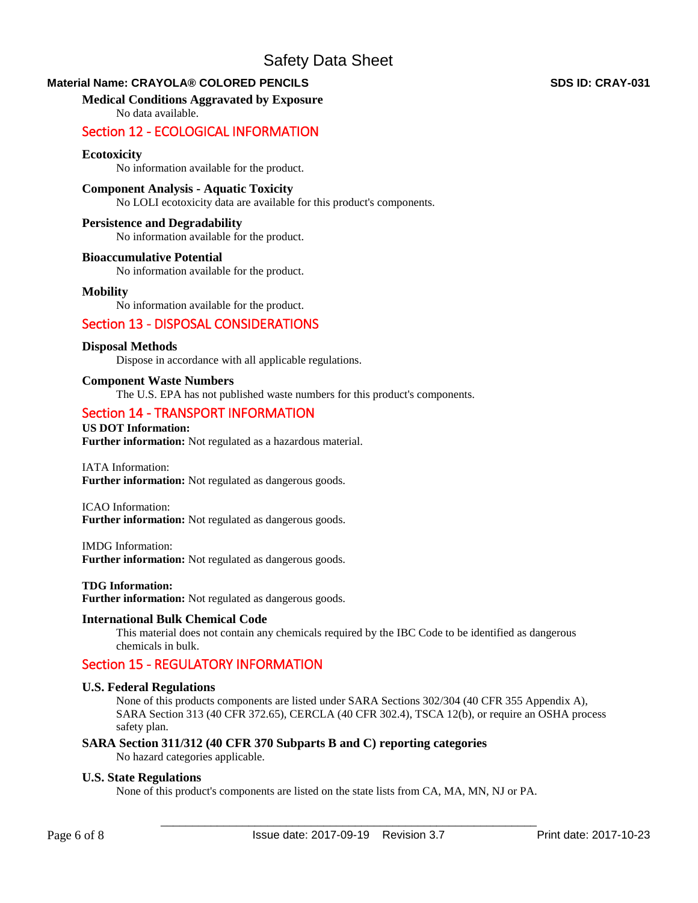### Medical Conditions Aggravated by Exposure

No data available.

## Section 12 - ECOLOGICAL INFORMATION

### Ecotoxicity

No information available for the product.

### Component Analysis - Aquatic Toxicity

No LOLI ecotoxicity data are available for this product's components.

### Persistence and Degradability

No information available for the product.

### Bioaccumulative Potential

No information available for the product.

### Mobility

No information available for the product.

## Section 13 - DISPOSAL CONSIDERATIONS

### Disposal Methods

Dispose in accordance with all applicable regulations.

### Component Waste Numbers

The U.S. EPA has not published waste numbers for this product's components.

## Section 14 - TRANSPORT INFORMATION

**US DOT Information:**
**Further information:** Not regulated as a hazardous material.

IATA Information:
**Further information:** Not regulated as dangerous goods.

ICAO Information:
**Further information:** Not regulated as dangerous goods.

IMDG Information:
**Further information:** Not regulated as dangerous goods.

**TDG Information:**
**Further information:** Not regulated as dangerous goods.

### International Bulk Chemical Code

This material does not contain any chemicals required by the IBC Code to be identified as dangerous chemicals in bulk.

## Section 15 - REGULATORY INFORMATION

### U.S. Federal Regulations

None of this products components are listed under SARA Sections 302/304 (40 CFR 355 Appendix A), SARA Section 313 (40 CFR 372.65), CERCLA (40 CFR 302.4), TSCA 12(b), or require an OSHA process safety plan.

### SARA Section 311/312 (40 CFR 370 Subparts B and C) reporting categories

No hazard categories applicable.

### U.S. State Regulations

None of this product's components are listed on the state lists from CA, MA, MN, NJ or PA.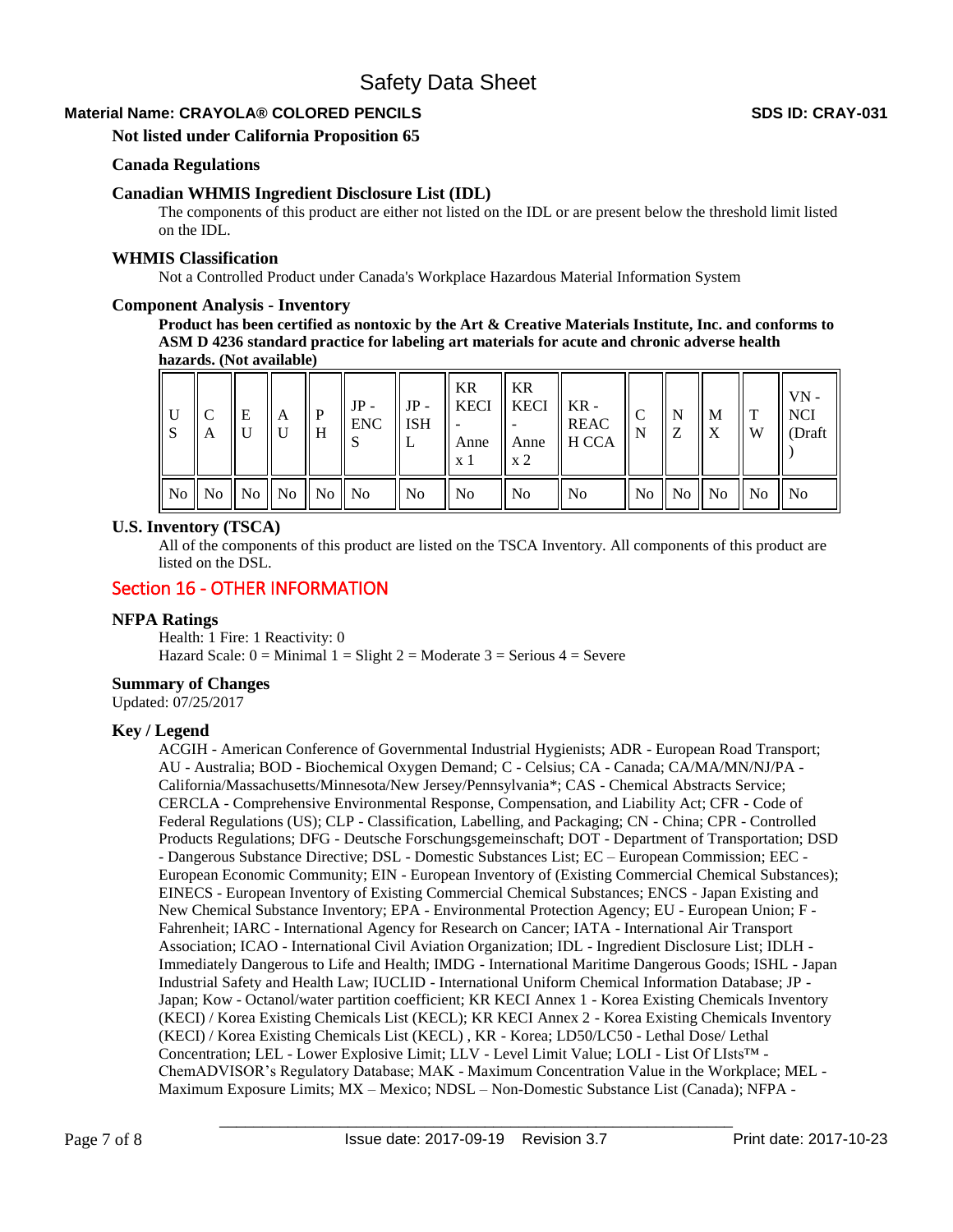**Not listed under California Proposition 65**

### Canada Regulations

### Canadian WHMIS Ingredient Disclosure List (IDL)

The components of this product are either not listed on the IDL or are present below the threshold limit listed on the IDL.

### WHMIS Classification

Not a Controlled Product under Canada's Workplace Hazardous Material Information System

### Component Analysis - Inventory

**Product has been certified as nontoxic by the Art & Creative Materials Institute, Inc. and conforms to ASM D 4236 standard practice for labeling art materials for acute and chronic adverse health hazards. (Not available)**

| US | CA | EU | AU | PH | JP - ENCS | JP - ISHL | KR KECI - Annex 1 | KR KECI - Annex 2 | KR - REACH CCA | CN | NZ | MX | TW | VN - NCI (Draft) |
|---|---|---|---|---|---|---|---|---|---|---|---|---|---|---|
| No | No | No | No | No | No | No | No | No | No | No | No | No | No | No |

### U.S. Inventory (TSCA)

All of the components of this product are listed on the TSCA Inventory. All components of this product are listed on the DSL.

## Section 16 - OTHER INFORMATION

### NFPA Ratings

Health: 1 Fire: 1 Reactivity: 0
Hazard Scale: 0 = Minimal 1 = Slight 2 = Moderate 3 = Serious 4 = Severe

### Summary of Changes

Updated: 07/25/2017

### Key / Legend

ACGIH - American Conference of Governmental Industrial Hygienists; ADR - European Road Transport; AU - Australia; BOD - Biochemical Oxygen Demand; C - Celsius; CA - Canada; CA/MA/MN/NJ/PA - California/Massachusetts/Minnesota/New Jersey/Pennsylvania*; CAS - Chemical Abstracts Service; CERCLA - Comprehensive Environmental Response, Compensation, and Liability Act; CFR - Code of Federal Regulations (US); CLP - Classification, Labelling, and Packaging; CN - China; CPR - Controlled Products Regulations; DFG - Deutsche Forschungsgemeinschaft; DOT - Department of Transportation; DSD - Dangerous Substance Directive; DSL - Domestic Substances List; EC – European Commission; EEC - European Economic Community; EIN - European Inventory of (Existing Commercial Chemical Substances); EINECS - European Inventory of Existing Commercial Chemical Substances; ENCS - Japan Existing and New Chemical Substance Inventory; EPA - Environmental Protection Agency; EU - European Union; F - Fahrenheit; IARC - International Agency for Research on Cancer; IATA - International Air Transport Association; ICAO - International Civil Aviation Organization; IDL - Ingredient Disclosure List; IDLH - Immediately Dangerous to Life and Health; IMDG - International Maritime Dangerous Goods; ISHL - Japan Industrial Safety and Health Law; IUCLID - International Uniform Chemical Information Database; JP - Japan; Kow - Octanol/water partition coefficient; KR KECI Annex 1 - Korea Existing Chemicals Inventory (KECI) / Korea Existing Chemicals List (KECL); KR KECI Annex 2 - Korea Existing Chemicals Inventory (KECI) / Korea Existing Chemicals List (KECL) , KR - Korea; LD50/LC50 - Lethal Dose/ Lethal Concentration; LEL - Lower Explosive Limit; LLV - Level Limit Value; LOLI - List Of LIsts™ - ChemADVISOR's Regulatory Database; MAK - Maximum Concentration Value in the Workplace; MEL - Maximum Exposure Limits; MX – Mexico; NDSL – Non-Domestic Substance List (Canada); NFPA -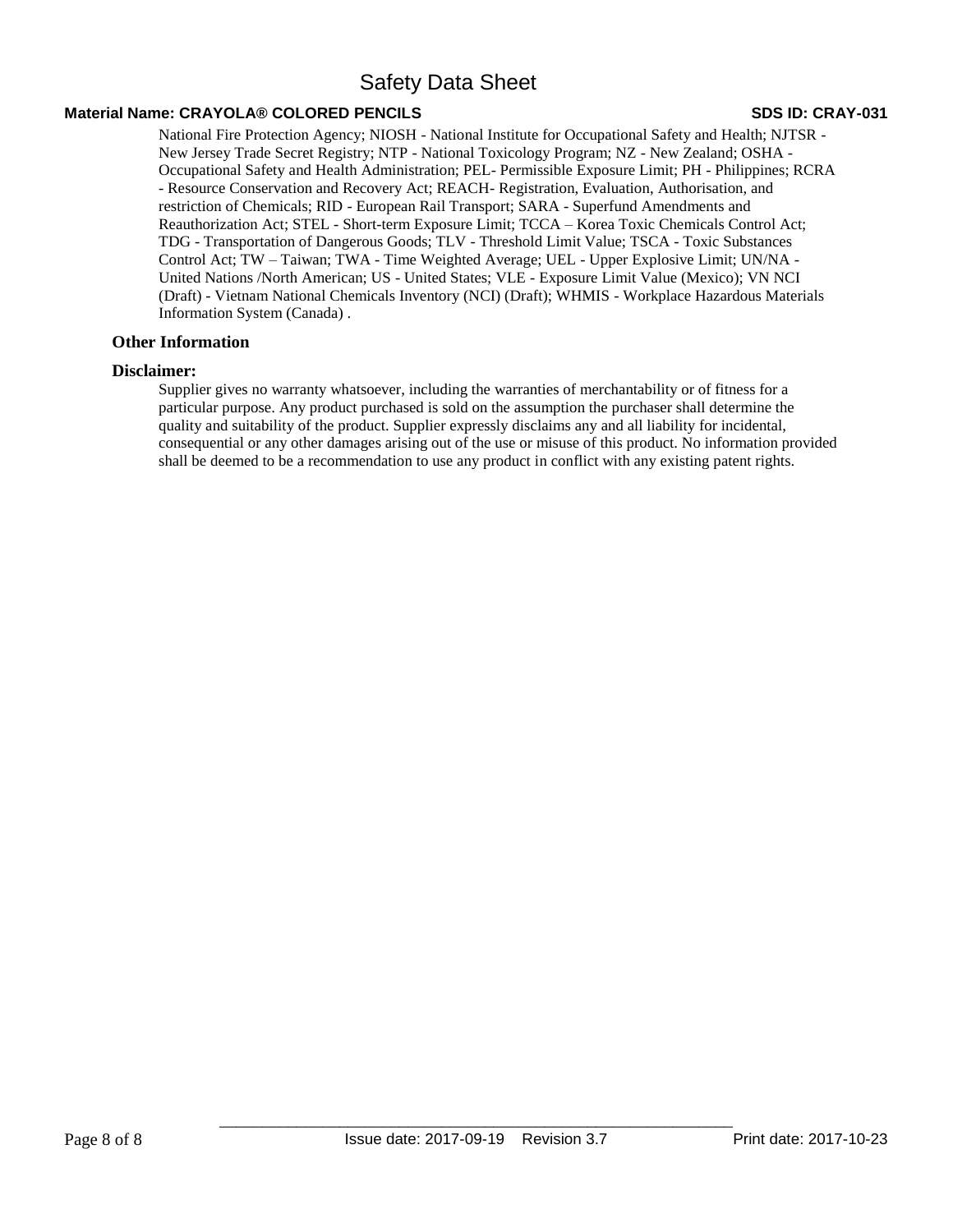National Fire Protection Agency; NIOSH - National Institute for Occupational Safety and Health; NJTSR - New Jersey Trade Secret Registry; NTP - National Toxicology Program; NZ - New Zealand; OSHA - Occupational Safety and Health Administration; PEL- Permissible Exposure Limit; PH - Philippines; RCRA - Resource Conservation and Recovery Act; REACH- Registration, Evaluation, Authorisation, and restriction of Chemicals; RID - European Rail Transport; SARA - Superfund Amendments and Reauthorization Act; STEL - Short-term Exposure Limit; TCCA – Korea Toxic Chemicals Control Act; TDG - Transportation of Dangerous Goods; TLV - Threshold Limit Value; TSCA - Toxic Substances Control Act; TW – Taiwan; TWA - Time Weighted Average; UEL - Upper Explosive Limit; UN/NA - United Nations /North American; US - United States; VLE - Exposure Limit Value (Mexico); VN NCI (Draft) - Vietnam National Chemicals Inventory (NCI) (Draft); WHMIS - Workplace Hazardous Materials Information System (Canada) .

### Other Information

**Disclaimer:**

Supplier gives no warranty whatsoever, including the warranties of merchantability or of fitness for a particular purpose. Any product purchased is sold on the assumption the purchaser shall determine the quality and suitability of the product. Supplier expressly disclaims any and all liability for incidental, consequential or any other damages arising out of the use or misuse of this product. No information provided shall be deemed to be a recommendation to use any product in conflict with any existing patent rights.